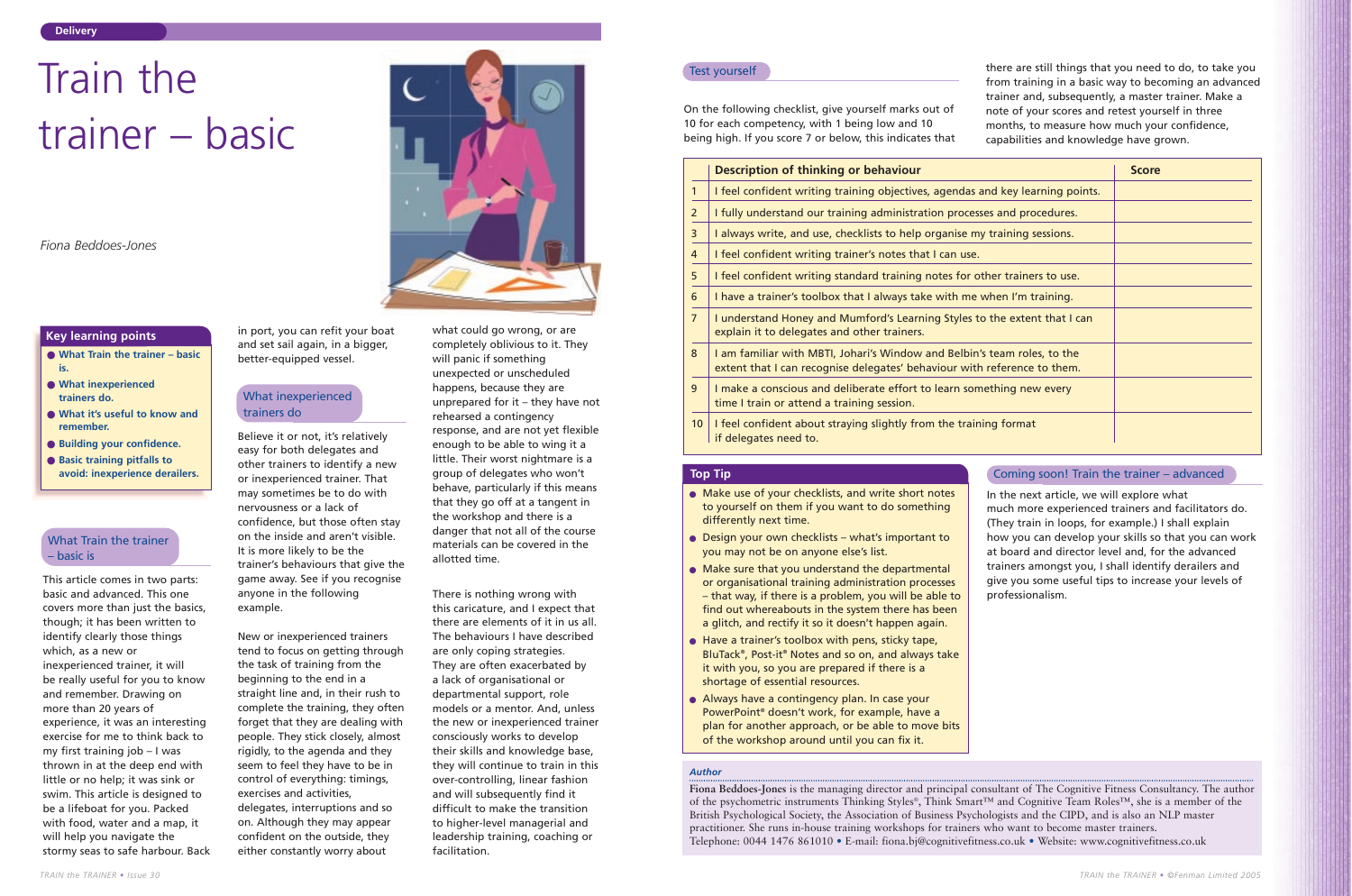# Train the trainer – basic

*Fiona Beddoes-Jones*

## Key learning points

- **What Train the trainer – basic is.**
- **What inexperienced trainers do.**
- **What it's useful to know and remember.**
- **Building your confidence.**
- **Basic training pitfalls to avoid: inexperience derailers.**

## What Train the trainer – basic is

This article comes in two parts: basic and advanced. This one covers more than just the basics, though; it has been written to identify clearly those things which, as a new or inexperienced trainer, it will be really useful for you to know and remember. Drawing on more than 20 years of experience, it was an interesting exercise for me to think back to my first training job – I was thrown in at the deep end with little or no help; it was sink or swim. This article is designed to be a lifeboat for you. Packed with food, water and a map, it will help you navigate the stormy seas to safe harbour. Back in port, you can refit your boat and set sail again, in a bigger, better-equipped vessel.

## What inexperienced trainers do

Believe it or not, it's relatively easy for both delegates and other trainers to identify a new or inexperienced trainer. That may sometimes be to do with nervousness or a lack of confidence, but those often stay on the inside and aren't visible. It is more likely to be the trainer's behaviours that give the game away. See if you recognise anyone in the following example.

New or inexperienced trainers tend to focus on getting through the task of training from the beginning to the end in a straight line and, in their rush to complete the training, they often forget that they are dealing with people. They stick closely, almost rigidly, to the agenda and they seem to feel they have to be in control of everything: timings, exercises and activities, delegates, interruptions and so on. Although they may appear confident on the outside, they either constantly worry about what could go wrong, or are completely oblivious to it. They will panic if something unexpected or unscheduled happens, because they are unprepared for it – they have not rehearsed a contingency response, and are not yet flexible enough to be able to wing it a little. Their worst nightmare is a group of delegates who won't behave, particularly if this means that they go off at a tangent in the workshop and there is a danger that not all of the course materials can be covered in the allotted time.

There is nothing wrong with this caricature, and I expect that there are elements of it in us all. The behaviours I have described are only coping strategies. They are often exacerbated by a lack of organisational or departmental support, role models or a mentor. And, unless the new or inexperienced trainer consciously works to develop their skills and knowledge base, they will continue to train in this over-controlling, linear fashion and will subsequently find it difficult to make the transition to higher-level managerial and leadership training, coaching or facilitation.

## Test yourself

On the following checklist, give yourself marks out of 10 for each competency, with 1 being low and 10 being high. If you score 7 or below, this indicates that there are still things that you need to do, to take you from training in a basic way to becoming an advanced trainer and, subsequently, a master trainer. Make a note of your scores and retest yourself in three months, to measure how much your confidence, capabilities and knowledge have grown.

| | Description of thinking or behaviour | Score |
|---|---|---|
| 1 | I feel confident writing training objectives, agendas and key learning points. | |
| 2 | I fully understand our training administration processes and procedures. | |
| 3 | I always write, and use, checklists to help organise my training sessions. | |
| 4 | I feel confident writing trainer's notes that I can use. | |
| 5 | I feel confident writing standard training notes for other trainers to use. | |
| 6 | I have a trainer's toolbox that I always take with me when I'm training. | |
| 7 | I understand Honey and Mumford's Learning Styles to the extent that I can explain it to delegates and other trainers. | |
| 8 | I am familiar with MBTI, Johari's Window and Belbin's team roles, to the extent that I can recognise delegates' behaviour with reference to them. | |
| 9 | I make a conscious and deliberate effort to learn something new every time I train or attend a training session. | |
| 10 | I feel confident about straying slightly from the training format if delegates need to. | |

## Top Tip

- Make use of your checklists, and write short notes to yourself on them if you want to do something differently next time.
- Design your own checklists – what's important to you may not be on anyone else's list.
- Make sure that you understand the departmental or organisational training administration processes – that way, if there is a problem, you will be able to find out whereabouts in the system there has been a glitch, and rectify it so it doesn't happen again.
- Have a trainer's toolbox with pens, sticky tape, BluTack®, Post-it® Notes and so on, and always take it with you, so you are prepared if there is a shortage of essential resources.
- Always have a contingency plan. In case your PowerPoint® doesn't work, for example, have a plan for another approach, or be able to move bits of the workshop around until you can fix it.

## Coming soon! Train the trainer – advanced

In the next article, we will explore what much more experienced trainers and facilitators do. (They train in loops, for example.) I shall explain how you can develop your skills so that you can work at board and director level and, for the advanced trainers amongst you, I shall identify derailers and give you some useful tips to increase your levels of professionalism.

### Author

**Fiona Beddoes-Jones** is the managing director and principal consultant of The Cognitive Fitness Consultancy. The author of the psychometric instruments Thinking Styles®, Think Smart™ and Cognitive Team Roles™, she is a member of the British Psychological Society, the Association of Business Psychologists and the CIPD, and is also an NLP master practitioner. She runs in-house training workshops for trainers who want to become master trainers.
Telephone: 0044 1476 861010 • E-mail: fiona.bj@cognitivefitness.co.uk • Website: www.cognitivefitness.co.uk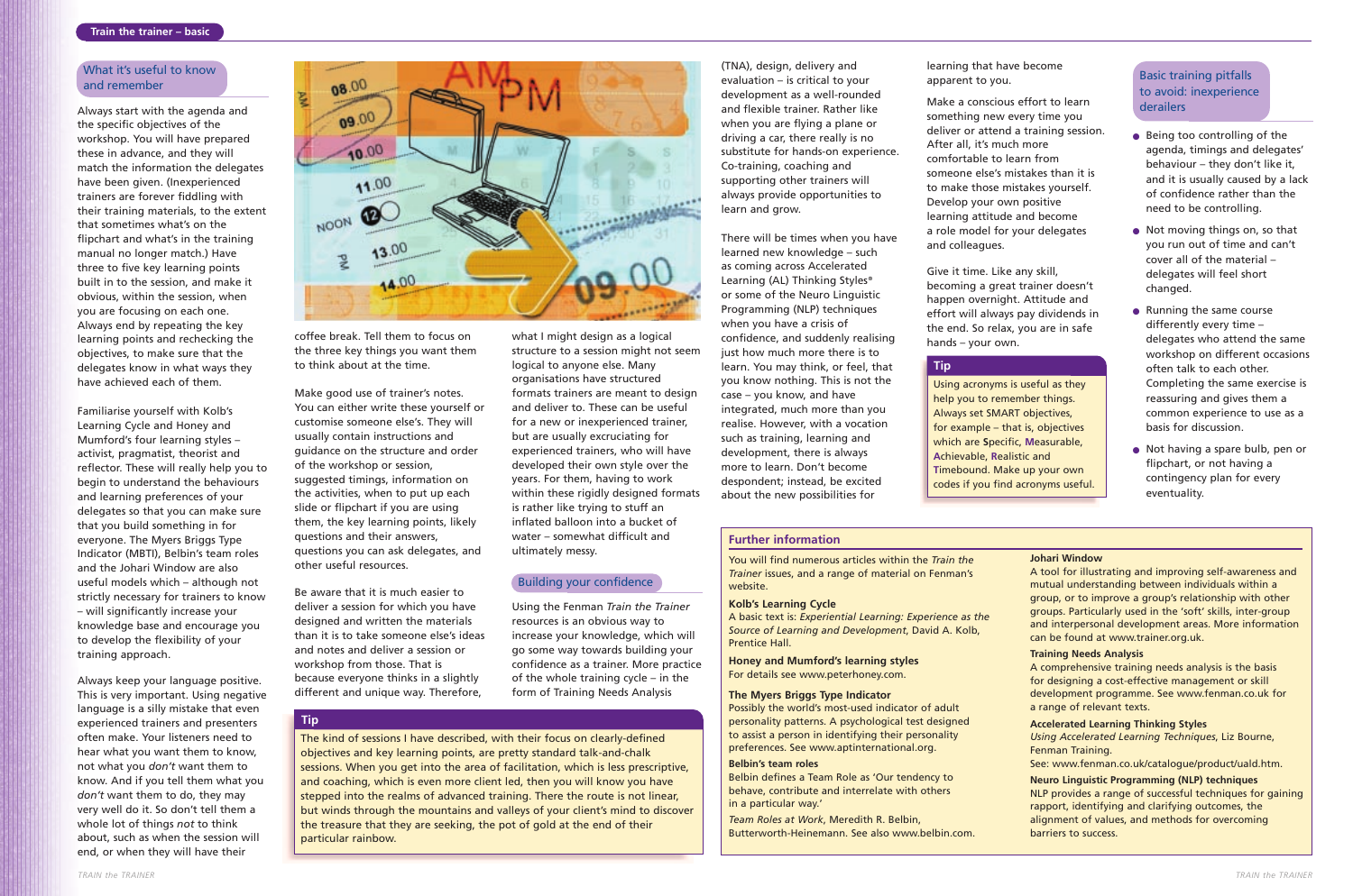## What it's useful to know and remember

Always start with the agenda and the specific objectives of the workshop. You will have prepared these in advance, and they will match the information the delegates have been given. (Inexperienced trainers are forever fiddling with their training materials, to the extent that sometimes what's on the flipchart and what's in the training manual no longer match.) Have three to five key learning points built in to the session, and make it obvious, within the session, when you are focusing on each one. Always end by repeating the key learning points and rechecking the objectives, to make sure that the delegates know in what ways they have achieved each of them.

Familiarise yourself with Kolb's Learning Cycle and Honey and Mumford's four learning styles – activist, pragmatist, theorist and reflector. These will really help you to begin to understand the behaviours and learning preferences of your delegates so that you can make sure that you build something in for everyone. The Myers Briggs Type Indicator (MBTI), Belbin's team roles and the Johari Window are also useful models which – although not strictly necessary for trainers to know – will significantly increase your knowledge base and encourage you to develop the flexibility of your training approach.

Always keep your language positive. This is very important. Using negative language is a silly mistake that even experienced trainers and presenters often make. Your listeners need to hear what you want them to know, not what you *don't* want them to know. And if you tell them what you *don't* want them to do, they may very well do it. So don't tell them a whole lot of things *not* to think about, such as when the session will end, or when they will have their coffee break. Tell them to focus on the three key things you want them to think about at the time.

Make good use of trainer's notes. You can either write these yourself or customise someone else's. They will usually contain instructions and guidance on the structure and order of the workshop or session, suggested timings, information on the activities, when to put up each slide or flipchart if you are using them, the key learning points, likely questions and their answers, questions you can ask delegates, and other useful resources.

Be aware that it is much easier to deliver a session for which you have designed and written the materials than it is to take someone else's ideas and notes and deliver a session or workshop from those. That is because everyone thinks in a slightly different and unique way. Therefore, what I might design as a logical structure to a session might not seem logical to anyone else. Many organisations have structured formats trainers are meant to design and deliver to. These can be useful for a new or inexperienced trainer, but are usually excruciating for experienced trainers, who will have developed their own style over the years. For them, having to work within these rigidly designed formats is rather like trying to stuff an inflated balloon into a bucket of water – somewhat difficult and ultimately messy.

### Tip

The kind of sessions I have described, with their focus on clearly-defined objectives and key learning points, are pretty standard talk-and-chalk sessions. When you get into the area of facilitation, which is less prescriptive, and coaching, which is even more client led, then you will know you have stepped into the realms of advanced training. There the route is not linear, but winds through the mountains and valleys of your client's mind to discover the treasure that they are seeking, the pot of gold at the end of their particular rainbow.

## Building your confidence

Using the Fenman *Train the Trainer* resources is an obvious way to increase your knowledge, which will go some way towards building your confidence as a trainer. More practice of the whole training cycle – in the form of Training Needs Analysis (TNA), design, delivery and evaluation – is critical to your development as a well-rounded and flexible trainer. Rather like when you are flying a plane or driving a car, there really is no substitute for hands-on experience. Co-training, coaching and supporting other trainers will always provide opportunities to learn and grow.

There will be times when you have learned new knowledge – such as coming across Accelerated Learning (AL) Thinking Styles® or some of the Neuro Linguistic Programming (NLP) techniques when you have a crisis of confidence, and suddenly realising just how much more there is to learn. You may think, or feel, that you know nothing. This is not the case – you know, and have integrated, much more than you realise. However, with a vocation such as training, learning and development, there is always more to learn. Don't become despondent; instead, be excited about the new possibilities for learning that have become apparent to you.

Make a conscious effort to learn something new every time you deliver or attend a training session. After all, it's much more comfortable to learn from someone else's mistakes than it is to make those mistakes yourself. Develop your own positive learning attitude and become a role model for your delegates and colleagues.

Give it time. Like any skill, becoming a great trainer doesn't happen overnight. Attitude and effort will always pay dividends in the end. So relax, you are in safe hands – your own.

### Tip

Using acronyms is useful as they help you to remember things. Always set SMART objectives, for example – that is, objectives which are **S**pecific, **M**easurable, **A**chievable, **R**ealistic and **T**imebound. Make up your own codes if you find acronyms useful.

## Basic training pitfalls to avoid: inexperience derailers

- Being too controlling of the agenda, timings and delegates' behaviour – they don't like it, and it is usually caused by a lack of confidence rather than the need to be controlling.
- Not moving things on, so that you run out of time and can't cover all of the material – delegates will feel short changed.
- Running the same course differently every time – delegates who attend the same workshop on different occasions often talk to each other. Completing the same exercise is reassuring and gives them a common experience to use as a basis for discussion.
- Not having a spare bulb, pen or flipchart, or not having a contingency plan for every eventuality.

## Further information

You will find numerous articles within the *Train the Trainer* issues, and a range of material on Fenman's website.

**Kolb's Learning Cycle**
A basic text is: *Experiential Learning: Experience as the Source of Learning and Development*, David A. Kolb, Prentice Hall.

**Honey and Mumford's learning styles**
For details see www.peterhoney.com.

**The Myers Briggs Type Indicator**
Possibly the world's most-used indicator of adult personality patterns. A psychological test designed to assist a person in identifying their personality preferences. See www.aptinternational.org.

**Belbin's team roles**
Belbin defines a Team Role as 'Our tendency to behave, contribute and interrelate with others in a particular way.'

*Team Roles at Work*, Meredith R. Belbin, Butterworth-Heinemann. See also www.belbin.com.

**Johari Window**
A tool for illustrating and improving self-awareness and mutual understanding between individuals within a group, or to improve a group's relationship with other groups. Particularly used in the 'soft' skills, inter-group and interpersonal development areas. More information can be found at www.trainer.org.uk.

**Training Needs Analysis**
A comprehensive training needs analysis is the basis for designing a cost-effective management or skill development programme. See www.fenman.co.uk for a range of relevant texts.

**Accelerated Learning Thinking Styles**
*Using Accelerated Learning Techniques*, Liz Bourne, Fenman Training.
See: www.fenman.co.uk/catalogue/product/uald.htm.

**Neuro Linguistic Programming (NLP) techniques**
NLP provides a range of successful techniques for gaining rapport, identifying and clarifying outcomes, the alignment of values, and methods for overcoming barriers to success.